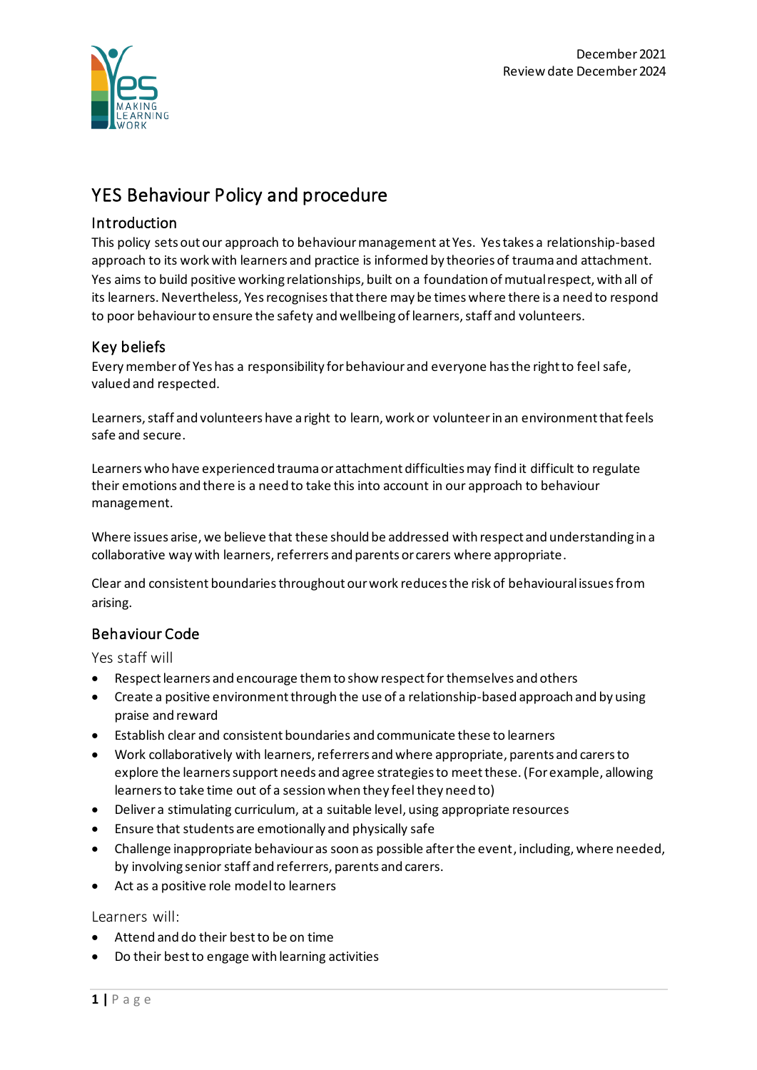December 2021
Review date December 2024

# YES Behaviour Policy and procedure

## Introduction

This policy sets out our approach to behaviour management at Yes. Yes takes a relationship-based approach to its work with learners and practice is informed by theories of trauma and attachment. Yes aims to build positive working relationships, built on a foundation of mutual respect, with all of its learners. Nevertheless, Yes recognises that there may be times where there is a need to respond to poor behaviour to ensure the safety and wellbeing of learners, staff and volunteers.

## Key beliefs

Every member of Yes has a responsibility for behaviour and everyone has the right to feel safe, valued and respected.

Learners, staff and volunteers have a right to learn, work or volunteer in an environment that feels safe and secure.

Learners who have experienced trauma or attachment difficulties may find it difficult to regulate their emotions and there is a need to take this into account in our approach to behaviour management.

Where issues arise, we believe that these should be addressed with respect and understanding in a collaborative way with learners, referrers and parents or carers where appropriate.

Clear and consistent boundaries throughout our work reduces the risk of behavioural issues from arising.

## Behaviour Code

### Yes staff will

- Respect learners and encourage them to show respect for themselves and others
- Create a positive environment through the use of a relationship-based approach and by using praise and reward
- Establish clear and consistent boundaries and communicate these to learners
- Work collaboratively with learners, referrers and where appropriate, parents and carers to explore the learners support needs and agree strategies to meet these. (For example, allowing learners to take time out of a session when they feel they need to)
- Deliver a stimulating curriculum, at a suitable level, using appropriate resources
- Ensure that students are emotionally and physically safe
- Challenge inappropriate behaviour as soon as possible after the event, including, where needed, by involving senior staff and referrers, parents and carers.
- Act as a positive role model to learners

### Learners will:

- Attend and do their best to be on time
- Do their best to engage with learning activities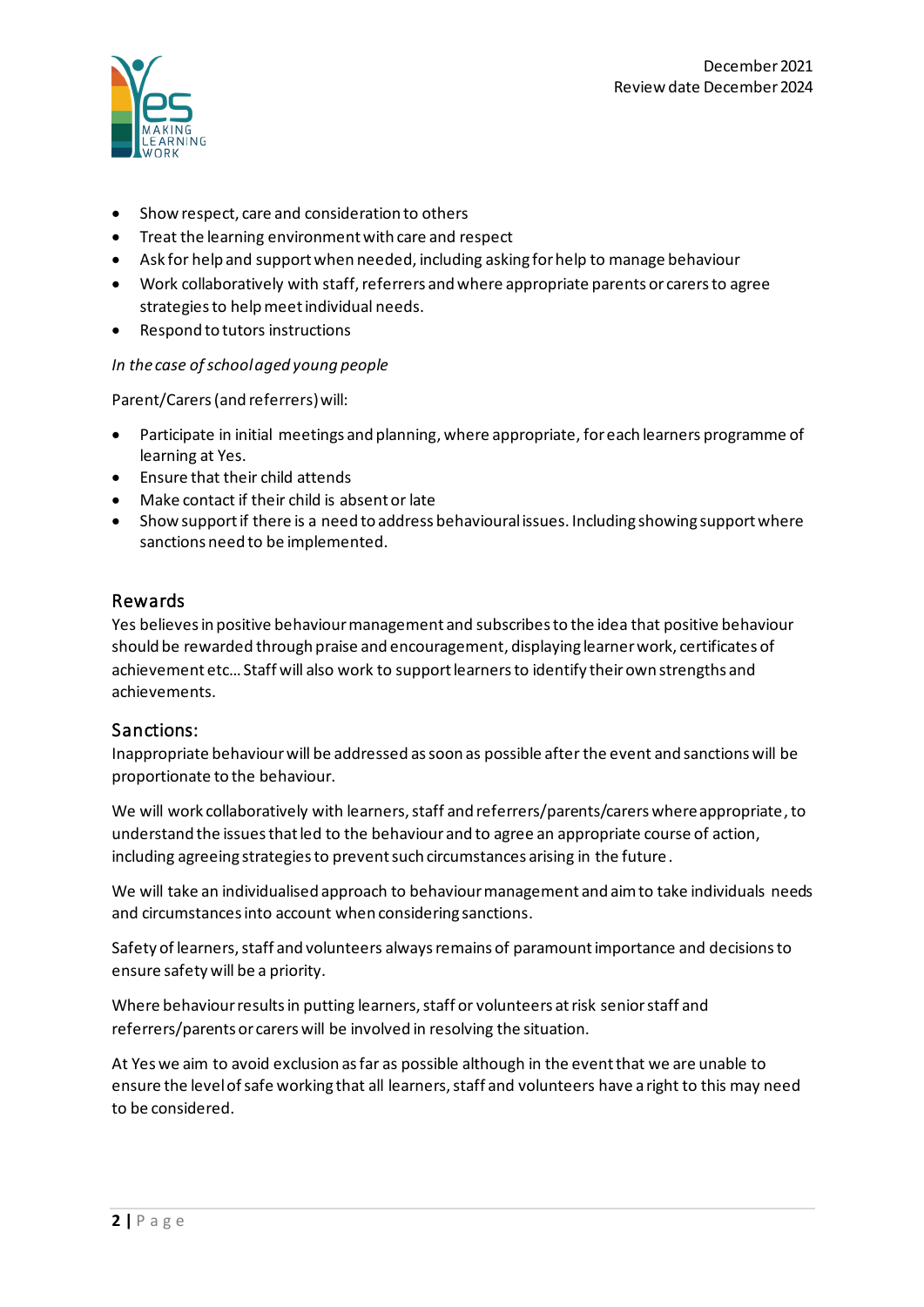- Show respect, care and consideration to others
- Treat the learning environment with care and respect
- Ask for help and support when needed, including asking for help to manage behaviour
- Work collaboratively with staff, referrers and where appropriate parents or carers to agree strategies to help meet individual needs.
- Respond to tutors instructions

*In the case of school aged young people*

Parent/Carers (and referrers) will:

- Participate in initial meetings and planning, where appropriate, for each learners programme of learning at Yes.
- Ensure that their child attends
- Make contact if their child is absent or late
- Show support if there is a need to address behavioural issues. Including showing support where sanctions need to be implemented.

## Rewards

Yes believes in positive behaviour management and subscribes to the idea that positive behaviour should be rewarded through praise and encouragement, displaying learner work, certificates of achievement etc… Staff will also work to support learners to identify their own strengths and achievements.

## Sanctions:

Inappropriate behaviour will be addressed as soon as possible after the event and sanctions will be proportionate to the behaviour.

We will work collaboratively with learners, staff and referrers/parents/carers where appropriate, to understand the issues that led to the behaviour and to agree an appropriate course of action, including agreeing strategies to prevent such circumstances arising in the future.

We will take an individualised approach to behaviour management and aim to take individuals needs and circumstances into account when considering sanctions.

Safety of learners, staff and volunteers always remains of paramount importance and decisions to ensure safety will be a priority.

Where behaviour results in putting learners, staff or volunteers at risk senior staff and referrers/parents or carers will be involved in resolving the situation.

At Yes we aim to avoid exclusion as far as possible although in the event that we are unable to ensure the level of safe working that all learners, staff and volunteers have a right to this may need to be considered.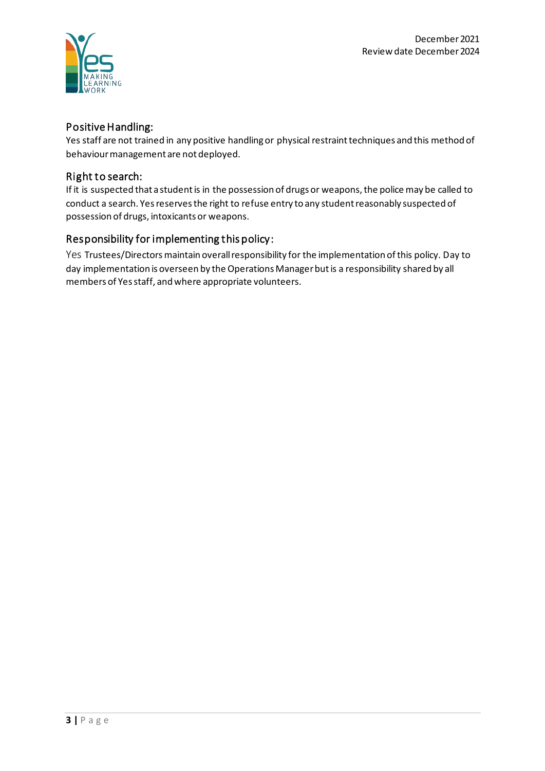## Positive Handling:

Yes staff are not trained in any positive handling or physical restraint techniques and this method of behaviour management are not deployed.

## Right to search:

If it is suspected that a student is in the possession of drugs or weapons, the police may be called to conduct a search. Yes reserves the right to refuse entry to any student reasonably suspected of possession of drugs, intoxicants or weapons.

## Responsibility for implementing this policy:

Yes Trustees/Directors maintain overall responsibility for the implementation of this policy. Day to day implementation is overseen by the Operations Manager but is a responsibility shared by all members of Yes staff, and where appropriate volunteers.